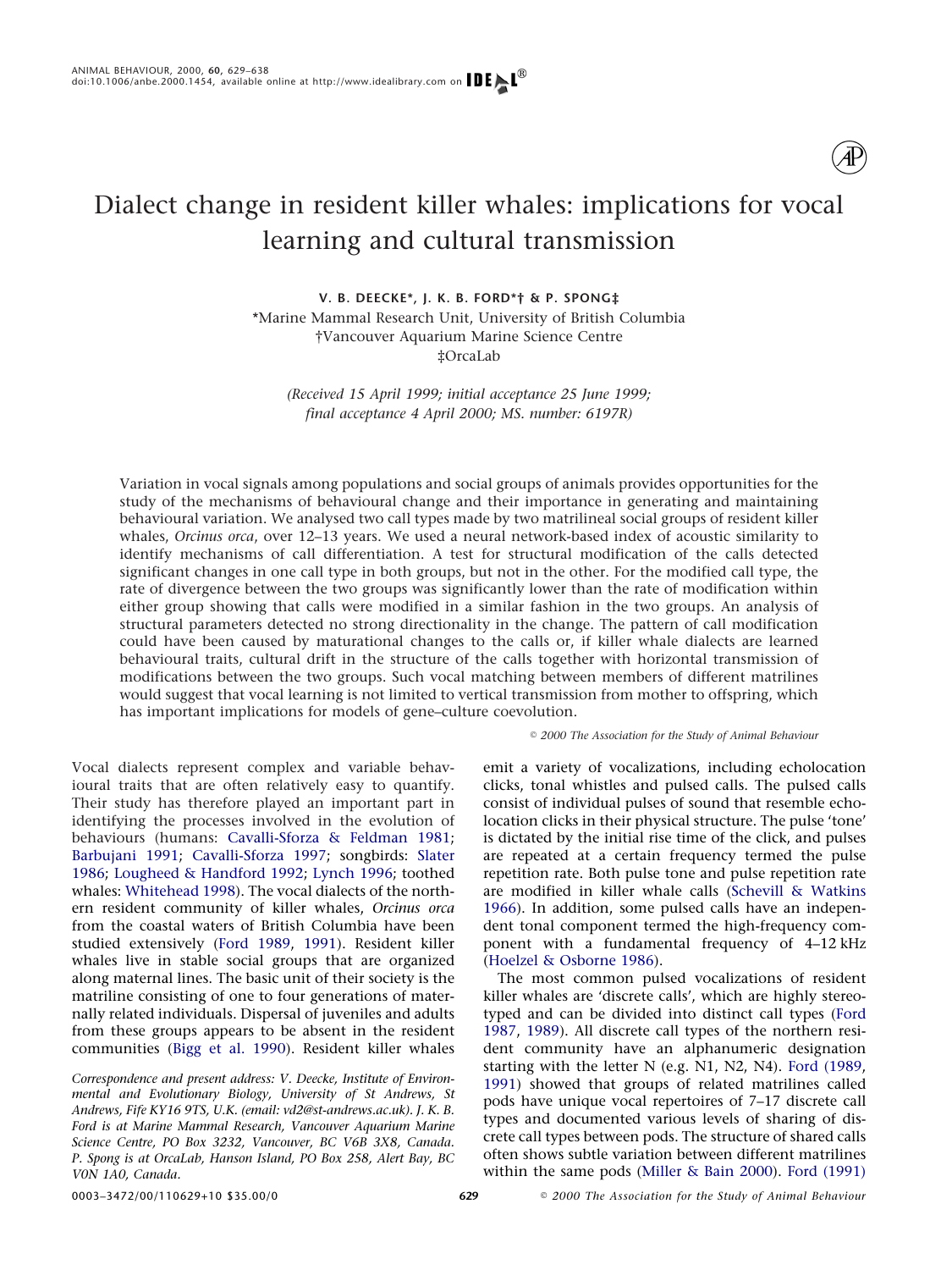# Dialect change in resident killer whales: implications for vocal learning and cultural transmission

**V. B. DEECKE\*, J. K. B. FORD\*† & P. SPONG‡**

\*Marine Mammal Research Unit, University of British Columbia
†Vancouver Aquarium Marine Science Centre
‡OrcaLab

*(Received 15 April 1999; initial acceptance 25 June 1999; final acceptance 4 April 2000; MS. number: 6197R)*

Variation in vocal signals among populations and social groups of animals provides opportunities for the study of the mechanisms of behavioural change and their importance in generating and maintaining behavioural variation. We analysed two call types made by two matrilineal social groups of resident killer whales, *Orcinus orca*, over 12–13 years. We used a neural network-based index of acoustic similarity to identify mechanisms of call differentiation. A test for structural modification of the calls detected significant changes in one call type in both groups, but not in the other. For the modified call type, the rate of divergence between the two groups was significantly lower than the rate of modification within either group showing that calls were modified in a similar fashion in the two groups. An analysis of structural parameters detected no strong directionality in the change. The pattern of call modification could have been caused by maturational changes to the calls or, if killer whale dialects are learned behavioural traits, cultural drift in the structure of the calls together with horizontal transmission of modifications between the two groups. Such vocal matching between members of different matrilines would suggest that vocal learning is not limited to vertical transmission from mother to offspring, which has important implications for models of gene–culture coevolution.

© 2000 The Association for the Study of Animal Behaviour

Vocal dialects represent complex and variable behavioural traits that are often relatively easy to quantify. Their study has therefore played an important part in identifying the processes involved in the evolution of behaviours (humans: Cavalli-Sforza & Feldman 1981; Barbujani 1991; Cavalli-Sforza 1997; songbirds: Slater 1986; Lougheed & Handford 1992; Lynch 1996; toothed whales: Whitehead 1998). The vocal dialects of the northern community of killer whales, *Orcinus orca* from the coastal waters of British Columbia have been studied extensively (Ford 1989, 1991). Resident killer whales live in stable social groups that are organized along maternal lines. The basic unit of their society is the matriline consisting of one to four generations of maternally related individuals. Dispersal of juveniles and adults from these groups appears to be absent in the resident communities (Bigg et al. 1990). Resident killer whales emit a variety of vocalizations, including echolocation clicks, tonal whistles and pulsed calls. The pulsed calls consist of individual pulses of sound that resemble echolocation clicks in their physical structure. The pulse 'tone' is dictated by the initial rise time of the click, and pulses are repeated at a certain frequency termed the pulse repetition rate. Both pulse tone and pulse repetition rate are modified in killer whale calls (Schevill & Watkins 1966). In addition, some pulsed calls have an independent tonal component termed the high-frequency component with a fundamental frequency of 4–12 kHz (Hoelzel & Osborne 1986).

The most common pulsed vocalizations of resident killer whales are 'discrete calls', which are highly stereotyped and can be divided into distinct call types (Ford 1987, 1989). All discrete call types of the northern resident community have an alphanumeric designation starting with the letter N (e.g. N1, N2, N4). Ford (1989, 1991) showed that groups of related matrilines called pods have unique vocal repertoires of 7–17 discrete call types and documented various levels of sharing of discrete call types between pods. The structure of shared calls often shows subtle variation between different matrilines within the same pods (Miller & Bain 2000). Ford (1991)

*Correspondence and present address: V. Deecke, Institute of Environmental and Evolutionary Biology, University of St Andrews, St Andrews, Fife KY16 9TS, U.K. (email: vd2@st-andrews.ac.uk). J. K. B. Ford is at Marine Mammal Research, Vancouver Aquarium Marine Science Centre, PO Box 3232, Vancouver, BC V6B 3X8, Canada. P. Spong is at OrcaLab, Hanson Island, PO Box 258, Alert Bay, BC V0N 1A0, Canada.*

0003–3472/00/110629+10 $35.00/0 © 2000 The Association for the Study of Animal Behaviour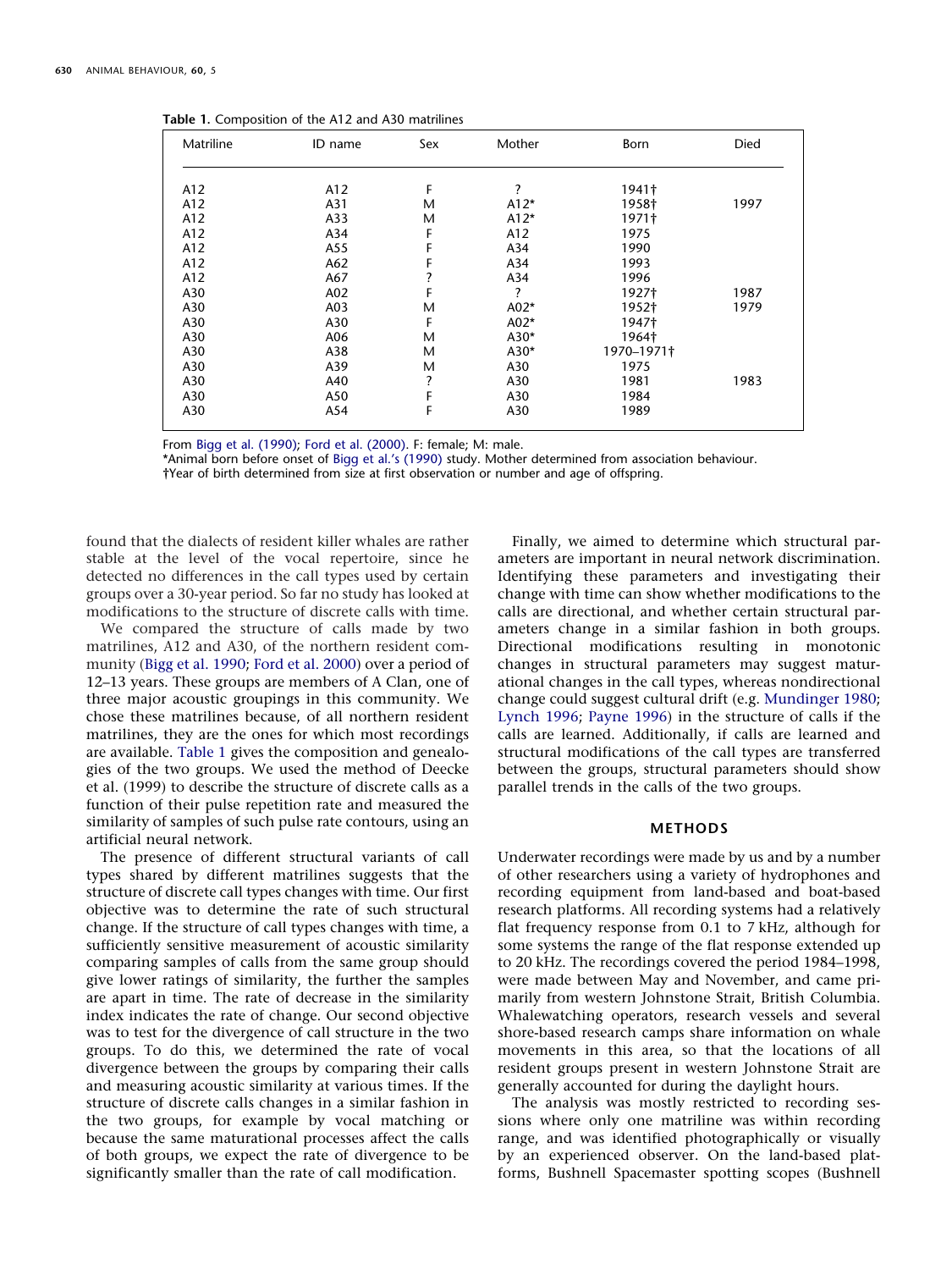**Table 1.** Composition of the A12 and A30 matrilines

| Matriline | ID name | Sex | Mother | Born | Died |
|---|---|---|---|---|---|
| A12 | A12 | F | ? | 1941† | |
| A12 | A31 | M | A12* | 1958† | 1997 |
| A12 | A33 | M | A12* | 1971† | |
| A12 | A34 | F | A12 | 1975 | |
| A12 | A55 | F | A34 | 1990 | |
| A12 | A62 | F | A34 | 1993 | |
| A12 | A67 | ? | A34 | 1996 | |
| A30 | A02 | F | ? | 1927† | 1987 |
| A30 | A03 | M | A02* | 1952† | 1979 |
| A30 | A30 | F | A02* | 1947† | |
| A30 | A06 | M | A30* | 1964† | |
| A30 | A38 | M | A30* | 1970–1971† | |
| A30 | A39 | M | A30 | 1975 | |
| A30 | A40 | ? | A30 | 1981 | 1983 |
| A30 | A50 | F | A30 | 1984 | |
| A30 | A54 | F | A30 | 1989 | |

From Bigg et al. (1990); Ford et al. (2000). F: female; M: male.
*Animal born before onset of Bigg et al.'s (1990) study. Mother determined from association behaviour.
†Year of birth determined from size at first observation or number and age of offspring.

found that the dialects of resident killer whales are rather stable at the level of the vocal repertoire, since he detected no differences in the call types used by certain groups over a 30-year period. So far no study has looked at modifications to the structure of discrete calls with time.

We compared the structure of calls made by two matrilines, A12 and A30, of the northern resident community (Bigg et al. 1990; Ford et al. 2000) over a period of 12–13 years. These groups are members of A Clan, one of three major acoustic groupings in this community. We chose these matrilines because, of all northern resident matrilines, they are the ones for which most recordings are available. Table 1 gives the composition and genealogies of the two groups. We used the method of Deecke et al. (1999) to describe the structure of discrete calls as a function of their pulse repetition rate and measured the similarity of samples of such pulse rate contours, using an artificial neural network.

The presence of different structural variants of call types shared by different matrilines suggests that the structure of discrete call types changes with time. Our first objective was to determine the rate of such structural change. If the structure of call types changes with time, a sufficiently sensitive measurement of acoustic similarity comparing samples of calls from the same group should give lower ratings of similarity, the further the samples are apart in time. The rate of decrease in the similarity index indicates the rate of change. Our second objective was to test for the divergence of call structure in the two groups. To do this, we determined the rate of vocal divergence between the groups by comparing their calls and measuring acoustic similarity at various times. If the structure of discrete calls changes in a similar fashion in the two groups, for example by vocal matching or because the same maturational processes affect the calls of both groups, we expect the rate of divergence to be significantly smaller than the rate of call modification.

Finally, we aimed to determine which structural parameters are important in neural network discrimination. Identifying these parameters and investigating their change with time can show whether modifications to the calls are directional, and whether certain structural parameters change in a similar fashion in both groups. Directional modifications resulting in monotonic changes in structural parameters may suggest maturational changes in the call types, whereas nondirectional change could suggest cultural drift (e.g. Mundinger 1980; Lynch 1996; Payne 1996) in the structure of calls if the calls are learned. Additionally, if calls are learned and structural modifications of the call types are transferred between the groups, structural parameters should show parallel trends in the calls of the two groups.

## METHODS

Underwater recordings were made by us and by a number of other researchers using a variety of hydrophones and recording equipment from land-based and boat-based research platforms. All recording systems had a relatively flat frequency response from 0.1 to 7 kHz, although for some systems the range of the flat response extended up to 20 kHz. The recordings covered the period 1984–1998, were made between May and November, and came primarily from western Johnstone Strait, British Columbia. Whalewatching operators, research vessels and several shore-based research camps share information on whale movements in this area, so that the locations of all resident groups present in western Johnstone Strait are generally accounted for during the daylight hours.

The analysis was mostly restricted to recording sessions where only one matriline was within recording range, and was identified photographically or visually by an experienced observer. On the land-based platforms, Bushnell Spacemaster spotting scopes (Bushnell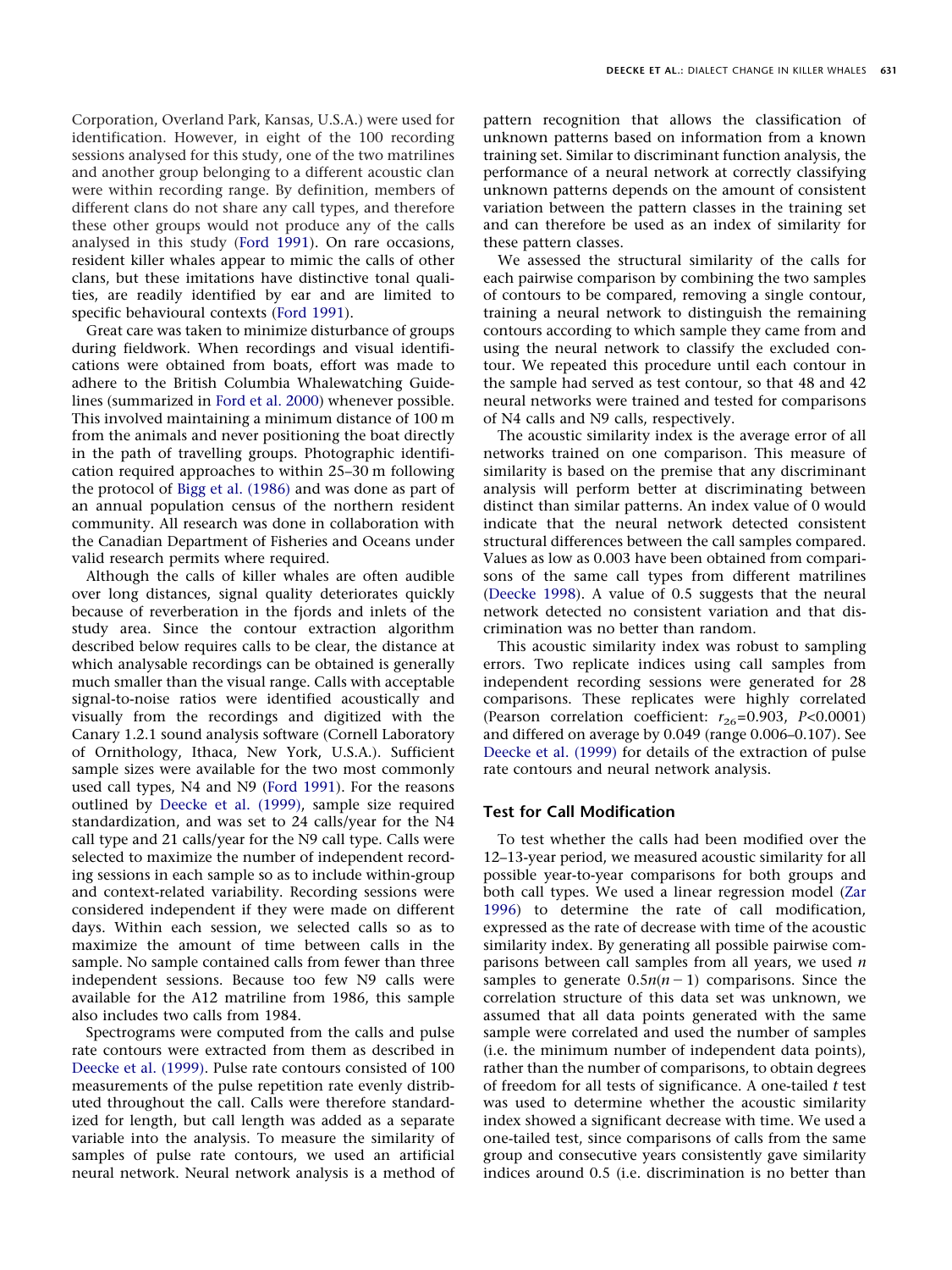Corporation, Overland Park, Kansas, U.S.A.) were used for identification. However, in eight of the 100 recording sessions analysed for this study, one of the two matrilines and another group belonging to a different acoustic clan were within recording range. By definition, members of different clans do not share any call types, and therefore these other groups would not produce any of the calls analysed in this study (Ford 1991). On rare occasions, resident killer whales appear to mimic the calls of other clans, but these imitations have distinctive tonal qualities, are readily identified by ear and are limited to specific behavioural contexts (Ford 1991).

Great care was taken to minimize disturbance of groups during fieldwork. When recordings and visual identifications were obtained from boats, effort was made to adhere to the British Columbia Whalewatching Guidelines (summarized in Ford et al. 2000) whenever possible. This involved maintaining a minimum distance of 100 m from the animals and never positioning the boat directly in the path of travelling groups. Photographic identification required approaches to within 25–30 m following the protocol of Bigg et al. (1986) and was done as part of an annual population census of the northern resident community. All research was done in collaboration with the Canadian Department of Fisheries and Oceans under valid research permits where required.

Although the calls of killer whales are often audible over long distances, signal quality deteriorates quickly because of reverberation in the fjords and inlets of the study area. Since the contour extraction algorithm described below requires calls to be clear, the distance at which analysable recordings can be obtained is generally much smaller than the visual range. Calls with acceptable signal-to-noise ratios were identified acoustically and visually from the recordings and digitized with the Canary 1.2.1 sound analysis software (Cornell Laboratory of Ornithology, Ithaca, New York, U.S.A.). Sufficient sample sizes were available for the two most commonly used call types, N4 and N9 (Ford 1991). For the reasons outlined by Deecke et al. (1999), sample size required standardization, and was set to 24 calls/year for the N4 call type and 21 calls/year for the N9 call type. Calls were selected to maximize the number of independent recording sessions in each sample so as to include within-group and context-related variability. Recording sessions were considered independent if they were made on different days. Within each session, we selected calls so as to maximize the amount of time between calls in the sample. No sample contained calls from fewer than three independent sessions. Because too few N9 calls were available for the A12 matriline from 1986, this sample also includes two calls from 1984.

Spectrograms were computed from the calls and pulse rate contours were extracted from them as described in Deecke et al. (1999). Pulse rate contours consisted of 100 measurements of the pulse repetition rate evenly distributed throughout the call. Calls were therefore standardized for length, but call length was added as a separate variable into the analysis. To measure the similarity of samples of pulse rate contours, we used an artificial neural network. Neural network analysis is a method of pattern recognition that allows the classification of unknown patterns based on information from a known training set. Similar to discriminant function analysis, the performance of a neural network at correctly classifying unknown patterns depends on the amount of consistent variation between the pattern classes in the training set and can therefore be used as an index of similarity for these pattern classes.

We assessed the structural similarity of the calls for each pairwise comparison by combining the two samples of contours to be compared, removing a single contour, training a neural network to distinguish the remaining contours according to which sample they came from and using the neural network to classify the excluded contour. We repeated this procedure until each contour in the sample had served as test contour, so that 48 and 42 neural networks were trained and tested for comparisons of N4 calls and N9 calls, respectively.

The acoustic similarity index is the average error of all networks trained on one comparison. This measure of similarity is based on the premise that any discriminant analysis will perform better at discriminating between distinct than similar patterns. An index value of 0 would indicate that the neural network detected consistent structural differences between the call samples compared. Values as low as 0.003 have been obtained from comparisons of the same call types from different matrilines (Deecke 1998). A value of 0.5 suggests that the neural network detected no consistent variation and that discrimination was no better than random.

This acoustic similarity index was robust to sampling errors. Two replicate indices using call samples from independent recording sessions were generated for 28 comparisons. These replicates were highly correlated (Pearson correlation coefficient: $r_{26}$=0.903, $P$<0.0001) and differed on average by 0.049 (range 0.006–0.107). See Deecke et al. (1999) for details of the extraction of pulse rate contours and neural network analysis.

## Test for Call Modification

To test whether the calls had been modified over the 12–13-year period, we measured acoustic similarity for all possible year-to-year comparisons for both groups and both call types. We used a linear regression model (Zar 1996) to determine the rate of call modification, expressed as the rate of decrease with time of the acoustic similarity index. By generating all possible pairwise comparisons between call samples from all years, we used $n$ samples to generate $0.5n(n-1)$ comparisons. Since the correlation structure of this data set was unknown, we assumed that all data points generated with the same sample were correlated and used the number of samples (i.e. the minimum number of independent data points), rather than the number of comparisons, to obtain degrees of freedom for all tests of significance. A one-tailed $t$ test was used to determine whether the acoustic similarity index showed a significant decrease with time. We used a one-tailed test, since comparisons of calls from the same group and consecutive years consistently gave similarity indices around 0.5 (i.e. discrimination is no better than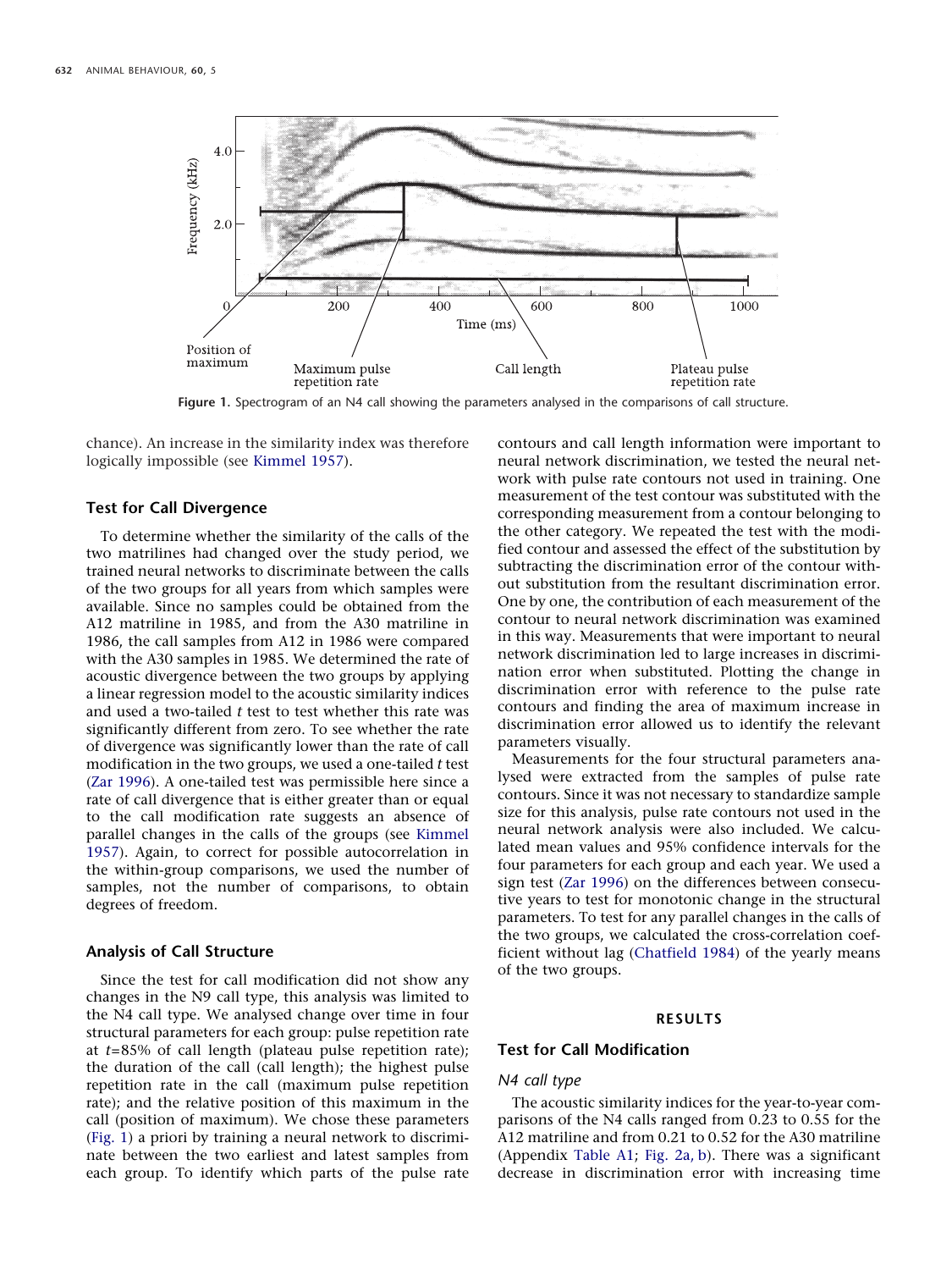Figure 1. Spectrogram of an N4 call showing the parameters analysed in the comparisons of call structure.

chance). An increase in the similarity index was therefore logically impossible (see Kimmel 1957).

### Test for Call Divergence

To determine whether the similarity of the calls of the two matrilines had changed over the study period, we trained neural networks to discriminate between the calls of the two groups for all years from which samples were available. Since no samples could be obtained from the A12 matriline in 1985, and from the A30 matriline in 1986, the call samples from A12 in 1986 were compared with the A30 samples in 1985. We determined the rate of acoustic divergence between the two groups by applying a linear regression model to the acoustic similarity indices and used a two-tailed *t* test to test whether this rate was significantly different from zero. To see whether the rate of divergence was significantly lower than the rate of call modification in the two groups, we used a one-tailed *t* test (Zar 1996). A one-tailed test was permissible here since a rate of call divergence that is either greater than or equal to the call modification rate suggests an absence of parallel changes in the calls of the groups (see Kimmel 1957). Again, to correct for possible autocorrelation in the within-group comparisons, we used the number of samples, not the number of comparisons, to obtain degrees of freedom.

### Analysis of Call Structure

Since the test for call modification did not show any changes in the N9 call type, this analysis was limited to the N4 call type. We analysed change over time in four structural parameters for each group: pulse repetition rate at $t$=85% of call length (plateau pulse repetition rate); the duration of the call (call length); the highest pulse repetition rate in the call (maximum pulse repetition rate); and the relative position of this maximum in the call (position of maximum). We chose these parameters (Fig. 1) a priori by training a neural network to discriminate between the two earliest and latest samples from each group. To identify which parts of the pulse rate contours and call length information were important to neural network discrimination, we tested the neural network with pulse rate contours not used in training. One measurement of the test contour was substituted with the corresponding measurement from a contour belonging to the other category. We repeated the test with the modified contour and assessed the effect of the substitution by subtracting the discrimination error of the contour without substitution from the resultant discrimination error. One by one, the contribution of each measurement of the contour to neural network discrimination was examined in this way. Measurements that were important to neural network discrimination led to large increases in discrimination error when substituted. Plotting the change in discrimination error with reference to the pulse rate contours and finding the area of maximum increase in discrimination error allowed us to identify the relevant parameters visually.

Measurements for the four structural parameters analysed were extracted from the samples of pulse rate contours. Since it was not necessary to standardize sample size for this analysis, pulse rate contours not used in the neural network analysis were also included. We calculated mean values and 95% confidence intervals for the four parameters for each group and each year. We used a sign test (Zar 1996) on the differences between consecutive years to test for monotonic change in the structural parameters. To test for any parallel changes in the calls of the two groups, we calculated the cross-correlation coefficient without lag (Chatfield 1984) of the yearly means of the two groups.

## RESULTS

### Test for Call Modification

#### *N4 call type*

The acoustic similarity indices for the year-to-year comparisons of the N4 calls ranged from 0.23 to 0.55 for the A12 matriline and from 0.21 to 0.52 for the A30 matriline (Appendix Table A1; Fig. 2a, b). There was a significant decrease in discrimination error with increasing time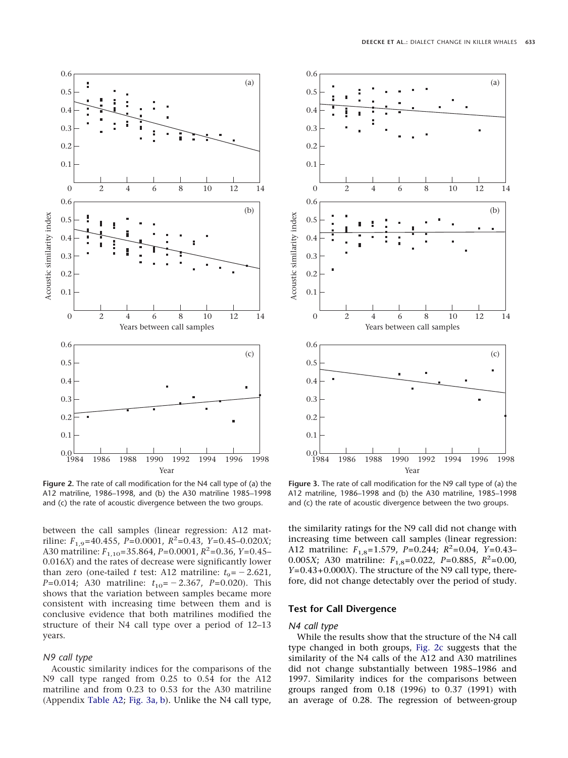Figure 2. The rate of call modification for the N4 call type of (a) the A12 matriline, 1986–1998, and (b) the A30 matriline 1985–1998 and (c) the rate of acoustic divergence between the two groups.

Figure 3. The rate of call modification for the N9 call type of (a) the A12 matriline, 1986–1998 and (b) the A30 matriline, 1985–1998 and (c) the rate of acoustic divergence between the two groups.

between the call samples (linear regression: A12 matriline: $F_{1,9}$=40.455, $P$=0.0001, $R^2$=0.43, $Y$=0.45–0.020$X$; A30 matriline: $F_{1,10}$=35.864, $P$=0.0001, $R^2$=0.36, $Y$=0.45–0.016$X$) and the rates of decrease were significantly lower than zero (one-tailed $t$ test: A12 matriline: $t_9$= − 2.621, $P$=0.014; A30 matriline: $t_{10}$= − 2.367, $P$=0.020). This shows that the variation between samples became more consistent with increasing time between them and is conclusive evidence that both matrilines modified the structure of their N4 call type over a period of 12–13 years.

### *N9 call type*

Acoustic similarity indices for the comparisons of the N9 call type ranged from 0.25 to 0.54 for the A12 matriline and from 0.23 to 0.53 for the A30 matriline (Appendix Table A2; Fig. 3a, b). Unlike the N4 call type, the similarity ratings for the N9 call did not change with increasing time between call samples (linear regression: A12 matriline: $F_{1,8}$=1.579, $P$=0.244; $R^2$=0.04, $Y$=0.43–0.005$X$; A30 matriline: $F_{1,8}$=0.022, $P$=0.885, $R^2$=0.00, $Y$=0.43+0.000$X$). The structure of the N9 call type, therefore, did not change detectably over the period of study.

## Test for Call Divergence

### *N4 call type*

While the results show that the structure of the N4 call type changed in both groups, Fig. 2c suggests that the similarity of the N4 calls of the A12 and A30 matrilines did not change substantially between 1985–1986 and 1997. Similarity indices for the comparisons between groups ranged from 0.18 (1996) to 0.37 (1991) with an average of 0.28. The regression of between-group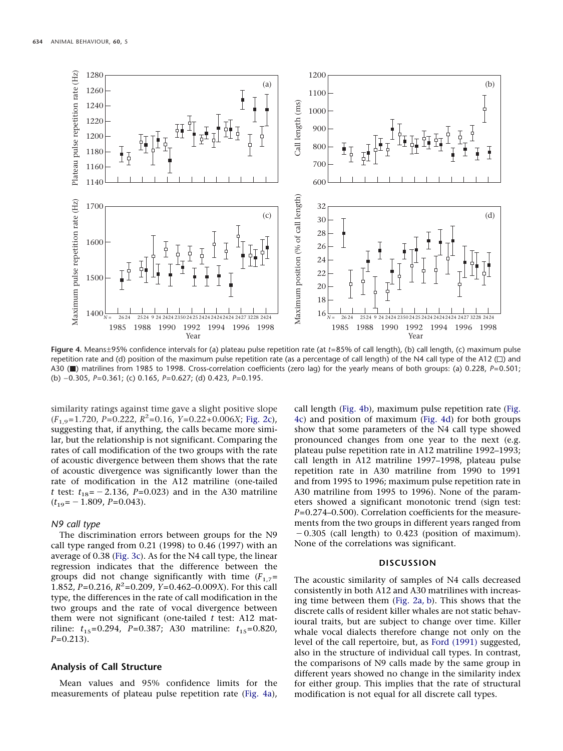Figure 4. Means±95% confidence intervals for (a) plateau pulse repetition rate (at $t$=85% of call length), (b) call length, (c) maximum pulse repetition rate and (d) position of the maximum pulse repetition rate (as a percentage of call length) of the N4 call type of the A12 (□) and A30 (■) matrilines from 1985 to 1998. Cross-correlation coefficients (zero lag) for the yearly means of both groups: (a) 0.228, $P$=0.501; (b) −0.305, $P$=0.361; (c) 0.165, $P$=0.627; (d) 0.423, $P$=0.195.

similarity ratings against time gave a slight positive slope ($F_{1,9}$=1.720, $P$=0.222, $R^2$=0.16, $Y$=0.22+0.006$X$; Fig. 2c), suggesting that, if anything, the calls became more similar, but the relationship is not significant. Comparing the rates of call modification of the two groups with the rate of acoustic divergence between them shows that the rate of acoustic divergence was significantly lower than the rate of modification in the A12 matriline (one-tailed $t$ test: $t_{18}$=−2.136, $P$=0.023) and in the A30 matriline ($t_{19}$=−1.809, $P$=0.043).

### N9 call type

The discrimination errors between groups for the N9 call type ranged from 0.21 (1998) to 0.46 (1997) with an average of 0.38 (Fig. 3c). As for the N4 call type, the linear regression indicates that the difference between the groups did not change significantly with time ($F_{1,7}$=1.852, $P$=0.216, $R^2$=0.209, $Y$=0.462–0.009$X$). For this call type, the differences in the rate of call modification in the two groups and the rate of vocal divergence between them were not significant (one-tailed $t$ test: A12 matriline: $t_{15}$=0.294, $P$=0.387; A30 matriline: $t_{15}$=0.820, $P$=0.213).

## Analysis of Call Structure

Mean values and 95% confidence limits for the measurements of plateau pulse repetition rate (Fig. 4a), call length (Fig. 4b), maximum pulse repetition rate (Fig. 4c) and position of maximum (Fig. 4d) for both groups show that some parameters of the N4 call type showed pronounced changes from one year to the next (e.g. plateau pulse repetition rate in A12 matriline 1992–1993; call length in A12 matriline 1997–1998, plateau pulse repetition rate in A30 matriline from 1990 to 1991 and from 1995 to 1996; maximum pulse repetition rate in A30 matriline from 1995 to 1996). None of the parameters showed a significant monotonic trend (sign test: $P$=0.274–0.500). Correlation coefficients for the measurements from the two groups in different years ranged from −0.305 (call length) to 0.423 (position of maximum). None of the correlations was significant.

## DISCUSSION

The acoustic similarity of samples of N4 calls decreased consistently in both A12 and A30 matrilines with increasing time between them (Fig. 2a, b). This shows that the discrete calls of resident killer whales are not static behavioural traits, but are subject to change over time. Killer whale vocal dialects therefore change not only on the level of the call repertoire, but, as Ford (1991) suggested, also in the structure of individual call types. In contrast, the comparisons of N9 calls made by the same group in different years showed no change in the similarity index for either group. This implies that the rate of structural modification is not equal for all discrete call types.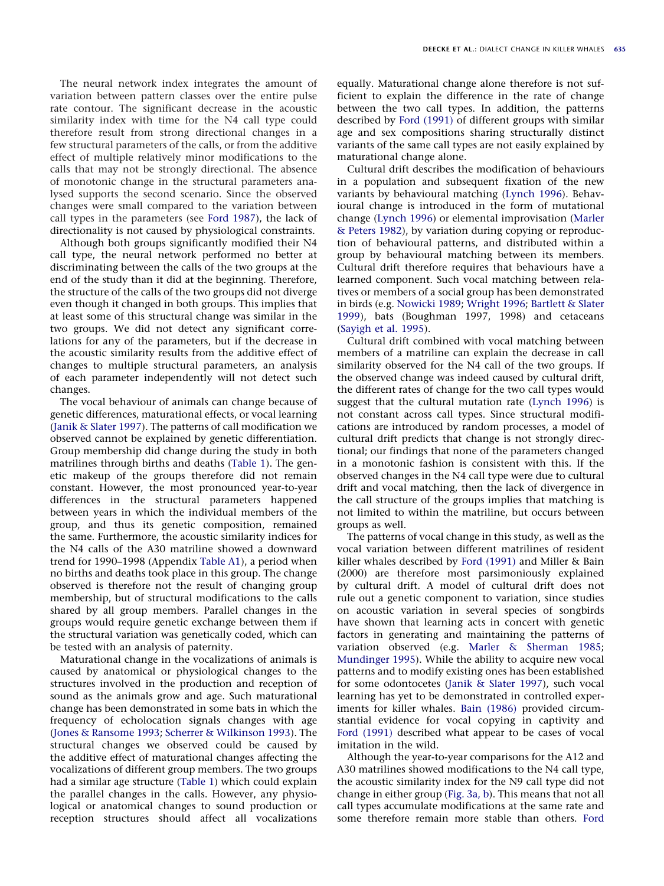The neural network index integrates the amount of variation between pattern classes over the entire pulse rate contour. The significant decrease in the acoustic similarity index with time for the N4 call type could therefore result from strong directional changes in a few structural parameters of the calls, or from the additive effect of multiple relatively minor modifications to the calls that may not be strongly directional. The absence of monotonic change in the structural parameters analysed supports the second scenario. Since the observed changes were small compared to the variation between call types in the parameters (see Ford 1987), the lack of directionality is not caused by physiological constraints.

Although both groups significantly modified their N4 call type, the neural network performed no better at discriminating between the calls of the two groups at the end of the study than it did at the beginning. Therefore, the structure of the calls of the two groups did not diverge even though it changed in both groups. This implies that at least some of this structural change was similar in the two groups. We did not detect any significant correlations for any of the parameters, but if the decrease in the acoustic similarity results from the additive effect of changes to multiple structural parameters, an analysis of each parameter independently will not detect such changes.

The vocal behaviour of animals can change because of genetic differences, maturational effects, or vocal learning (Janik & Slater 1997). The patterns of call modification we observed cannot be explained by genetic differentiation. Group membership did change during the study in both matrilines through births and deaths (Table 1). The genetic makeup of the groups therefore did not remain constant. However, the most pronounced year-to-year differences in the structural parameters happened between years in which the individual members of the group, and thus its genetic composition, remained the same. Furthermore, the acoustic similarity indices for the N4 calls of the A30 matriline showed a downward trend for 1990–1998 (Appendix Table A1), a period when no births and deaths took place in this group. The change observed is therefore not the result of changing group membership, but of structural modifications to the calls shared by all group members. Parallel changes in the groups would require genetic exchange between them if the structural variation was genetically coded, which can be tested with an analysis of paternity.

Maturational change in the vocalizations of animals is caused by anatomical or physiological changes to the structures involved in the production and reception of sound as the animals grow and age. Such maturational change has been demonstrated in some bats in which the frequency of echolocation signals changes with age (Jones & Ransome 1993; Scherrer & Wilkinson 1993). The structural changes we observed could be caused by the additive effect of maturational changes affecting the vocalizations of different group members. The two groups had a similar age structure (Table 1) which could explain the parallel changes in the calls. However, any physiological or anatomical changes to sound production or reception structures should affect all vocalizations equally. Maturational change alone therefore is not sufficient to explain the difference in the rate of change between the two call types. In addition, the patterns described by Ford (1991) of different groups with similar age and sex compositions sharing structurally distinct variants of the same call types are not easily explained by maturational change alone.

Cultural drift describes the modification of behaviours in a population and subsequent fixation of the new variants by behavioural matching (Lynch 1996). Behavioural change is introduced in the form of mutational change (Lynch 1996) or elemental improvisation (Marler & Peters 1982), by variation during copying or reproduction of behavioural patterns, and distributed within a group by behavioural matching between its members. Cultural drift therefore requires that behaviours have a learned component. Such vocal matching between relatives or members of a social group has been demonstrated in birds (e.g. Nowicki 1989; Wright 1996; Bartlett & Slater 1999), bats (Boughman 1997, 1998) and cetaceans (Sayigh et al. 1995).

Cultural drift combined with vocal matching between members of a matriline can explain the decrease in call similarity observed for the N4 call of the two groups. If the observed change was indeed caused by cultural drift, the different rates of change for the two call types would suggest that the cultural mutation rate (Lynch 1996) is not constant across call types. Since structural modifications are introduced by random processes, a model of cultural drift predicts that change is not strongly directional; our findings that none of the parameters changed in a monotonic fashion is consistent with this. If the observed changes in the N4 call type were due to cultural drift and vocal matching, then the lack of divergence in the call structure of the groups implies that matching is not limited to within the matriline, but occurs between groups as well.

The patterns of vocal change in this study, as well as the vocal variation between different matrilines of resident killer whales described by Ford (1991) and Miller & Bain (2000) are therefore most parsimoniously explained by cultural drift. A model of cultural drift does not rule out a genetic component to variation, since studies on acoustic variation in several species of songbirds have shown that learning acts in concert with genetic factors in generating and maintaining the patterns of variation observed (e.g. Marler & Sherman 1985; Mundinger 1995). While the ability to acquire new vocal patterns and to modify existing ones has been established for some odontocetes (Janik & Slater 1997), such vocal learning has yet to be demonstrated in controlled experiments for killer whales. Bain (1986) provided circumstantial evidence for vocal copying in captivity and Ford (1991) described what appear to be cases of vocal imitation in the wild.

Although the year-to-year comparisons for the A12 and A30 matrilines showed modifications to the N4 call type, the acoustic similarity index for the N9 call type did not change in either group (Fig. 3a, b). This means that not all call types accumulate modifications at the same rate and some therefore remain more stable than others. Ford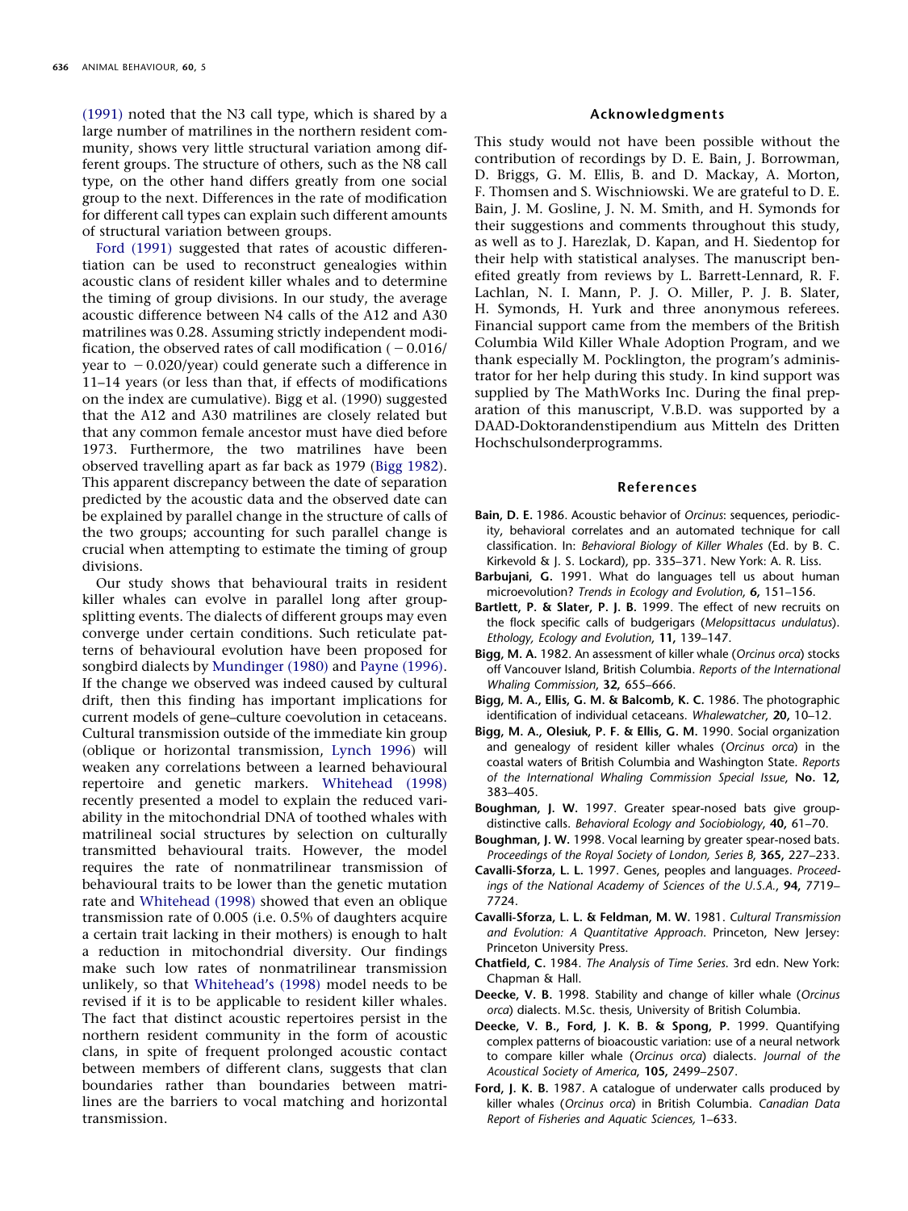(1991) noted that the N3 call type, which is shared by a large number of matrilines in the northern resident community, shows very little structural variation among different groups. The structure of others, such as the N8 call type, on the other hand differs greatly from one social group to the next. Differences in the rate of modification for different call types can explain such different amounts of structural variation between groups.

Ford (1991) suggested that rates of acoustic differentiation can be used to reconstruct genealogies within acoustic clans of resident killer whales and to determine the timing of group divisions. In our study, the average acoustic difference between N4 calls of the A12 and A30 matrilines was 0.28. Assuming strictly independent modification, the observed rates of call modification ($-0.016$/year to $-0.020$/year) could generate such a difference in 11–14 years (or less than that, if effects of modifications on the index are cumulative). Bigg et al. (1990) suggested that the A12 and A30 matrilines are closely related but that any common female ancestor must have died before 1973. Furthermore, the two matrilines have been observed travelling apart as far back as 1979 (Bigg 1982). This apparent discrepancy between the date of separation predicted by the acoustic data and the observed date can be explained by parallel change in the structure of calls of the two groups; accounting for such parallel change is crucial when attempting to estimate the timing of group divisions.

Our study shows that behavioural traits in resident killer whales can evolve in parallel long after group-splitting events. The dialects of different groups may even converge under certain conditions. Such reticulate patterns of behavioural evolution have been proposed for songbird dialects by Mundinger (1980) and Payne (1996). If the change we observed was indeed caused by cultural drift, then this finding has important implications for current models of gene–culture coevolution in cetaceans. Cultural transmission outside of the immediate kin group (oblique or horizontal transmission, Lynch 1996) will weaken any correlations between a learned behavioural repertoire and genetic markers. Whitehead (1998) recently presented a model to explain the reduced variability in the mitochondrial DNA of toothed whales with matrilineal social structures by selection on culturally transmitted behavioural traits. However, the model requires the rate of nonmatrilinear transmission of behavioural traits to be lower than the genetic mutation rate and Whitehead (1998) showed that even an oblique transmission rate of 0.005 (i.e. 0.5% of daughters acquire a certain trait lacking in their mothers) is enough to halt a reduction in mitochondrial diversity. Our findings make such low rates of nonmatrilinear transmission unlikely, so that Whitehead's (1998) model needs to be revised if it is to be applicable to resident killer whales. The fact that distinct acoustic repertoires persist in the northern resident community in the form of acoustic clans, in spite of frequent prolonged acoustic contact between members of different clans, suggests that clan boundaries rather than boundaries between matrilines are the barriers to vocal matching and horizontal transmission.

## Acknowledgments

This study would not have been possible without the contribution of recordings by D. E. Bain, J. Borrowman, D. Briggs, G. M. Ellis, B. and D. Mackay, A. Morton, F. Thomsen and S. Wischniowski. We are grateful to D. E. Bain, J. M. Gosline, J. N. M. Smith, and H. Symonds for their suggestions and comments throughout this study, as well as to J. Harezlak, D. Kapan, and H. Siedentop for their help with statistical analyses. The manuscript benefited greatly from reviews by L. Barrett-Lennard, R. F. Lachlan, N. I. Mann, P. J. O. Miller, P. J. B. Slater, H. Symonds, H. Yurk and three anonymous referees. Financial support came from the members of the British Columbia Wild Killer Whale Adoption Program, and we thank especially M. Pocklington, the program's administrator for her help during this study. In kind support was supplied by The MathWorks Inc. During the final preparation of this manuscript, V.B.D. was supported by a DAAD-Doktorandenstipendium aus Mitteln des Dritten Hochschulsonderprogramms.

## References

**Bain, D. E.** 1986. Acoustic behavior of *Orcinus*: sequences, periodicity, behavioral correlates and an automated technique for call classification. In: *Behavioral Biology of Killer Whales* (Ed. by B. C. Kirkevold & J. S. Lockard), pp. 335–371. New York: A. R. Liss.

**Barbujani, G.** 1991. What do languages tell us about human microevolution? *Trends in Ecology and Evolution*, **6,** 151–156.

**Bartlett, P. & Slater, P. J. B.** 1999. The effect of new recruits on the flock specific calls of budgerigars (*Melopsittacus undulatus*). *Ethology, Ecology and Evolution*, **11,** 139–147.

**Bigg, M. A.** 1982. An assessment of killer whale (*Orcinus orca*) stocks off Vancouver Island, British Columbia. *Reports of the International Whaling Commission*, **32,** 655–666.

**Bigg, M. A., Ellis, G. M. & Balcomb, K. C.** 1986. The photographic identification of individual cetaceans. *Whalewatcher*, **20,** 10–12.

**Bigg, M. A., Olesiuk, P. F. & Ellis, G. M.** 1990. Social organization and genealogy of resident killer whales (*Orcinus orca*) in the coastal waters of British Columbia and Washington State. *Reports of the International Whaling Commission Special Issue*, **No. 12,** 383–405.

**Boughman, J. W.** 1997. Greater spear-nosed bats give group-distinctive calls. *Behavioral Ecology and Sociobiology*, **40,** 61–70.

**Boughman, J. W.** 1998. Vocal learning by greater spear-nosed bats. *Proceedings of the Royal Society of London, Series B*, **365,** 227–233.

**Cavalli-Sforza, L. L.** 1997. Genes, peoples and languages. *Proceedings of the National Academy of Sciences of the U.S.A.*, **94,** 7719–7724.

**Cavalli-Sforza, L. L. & Feldman, M. W.** 1981. *Cultural Transmission and Evolution: A Quantitative Approach*. Princeton, New Jersey: Princeton University Press.

**Chatfield, C.** 1984. *The Analysis of Time Series*. 3rd edn. New York: Chapman & Hall.

**Deecke, V. B.** 1998. Stability and change of killer whale (*Orcinus orca*) dialects. M.Sc. thesis, University of British Columbia.

**Deecke, V. B., Ford, J. K. B. & Spong, P.** 1999. Quantifying complex patterns of bioacoustic variation: use of a neural network to compare killer whale (*Orcinus orca*) dialects. *Journal of the Acoustical Society of America*, **105,** 2499–2507.

**Ford, J. K. B.** 1987. A catalogue of underwater calls produced by killer whales (*Orcinus orca*) in British Columbia. *Canadian Data Report of Fisheries and Aquatic Sciences,* 1–633.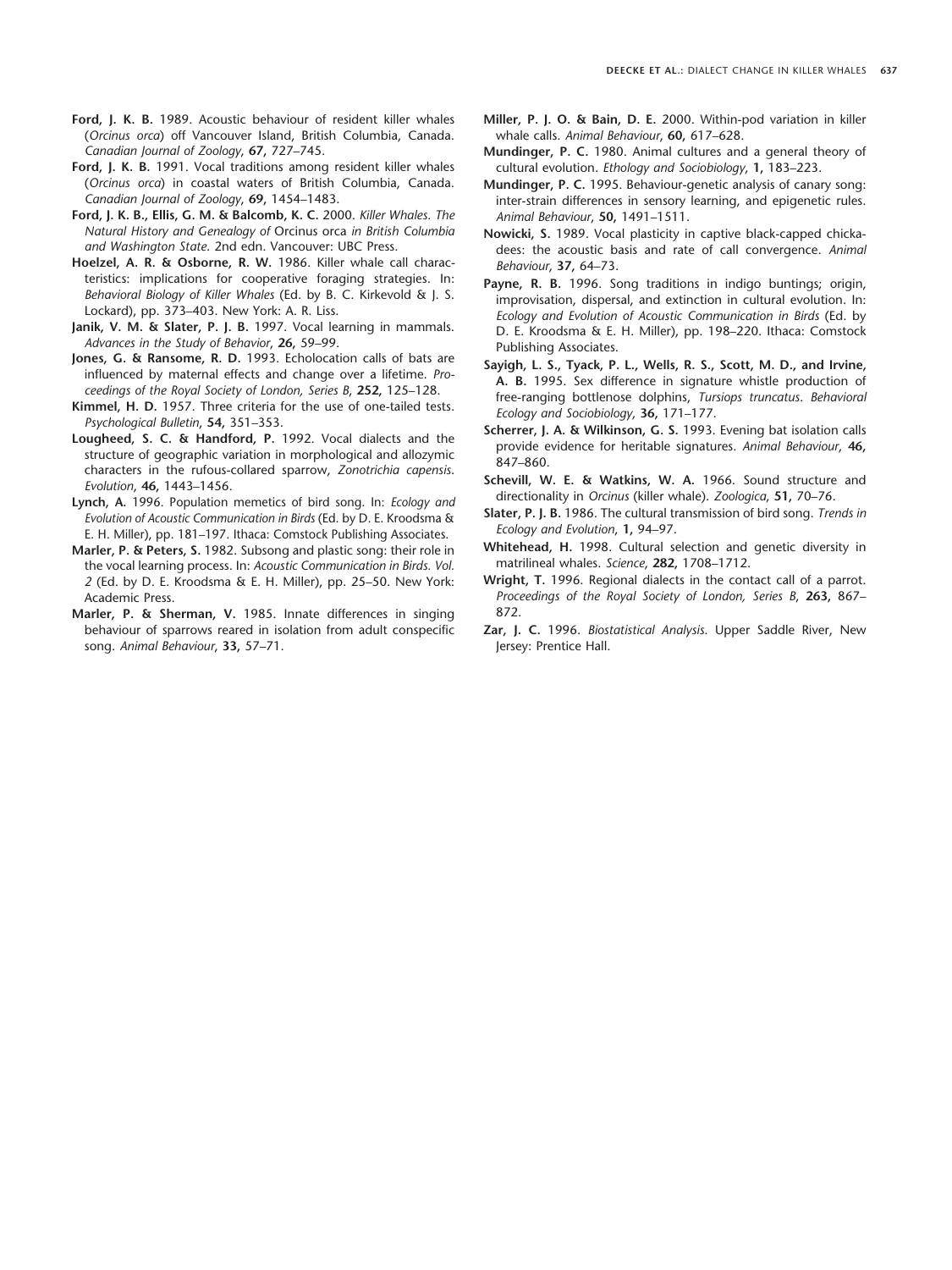**Ford, J. K. B.** 1989. Acoustic behaviour of resident killer whales (*Orcinus orca*) off Vancouver Island, British Columbia, Canada. *Canadian Journal of Zoology*, **67,** 727–745.

**Ford, J. K. B.** 1991. Vocal traditions among resident killer whales (*Orcinus orca*) in coastal waters of British Columbia, Canada. *Canadian Journal of Zoology*, **69,** 1454–1483.

**Ford, J. K. B., Ellis, G. M. & Balcomb, K. C.** 2000. *Killer Whales. The Natural History and Genealogy of* Orcinus orca *in British Columbia and Washington State.* 2nd edn. Vancouver: UBC Press.

**Hoelzel, A. R. & Osborne, R. W.** 1986. Killer whale call characteristics: implications for cooperative foraging strategies. In: *Behavioral Biology of Killer Whales* (Ed. by B. C. Kirkevold & J. S. Lockard), pp. 373–403. New York: A. R. Liss.

**Janik, V. M. & Slater, P. J. B.** 1997. Vocal learning in mammals. *Advances in the Study of Behavior*, **26,** 59–99.

**Jones, G. & Ransome, R. D.** 1993. Echolocation calls of bats are influenced by maternal effects and change over a lifetime. *Proceedings of the Royal Society of London, Series B*, **252,** 125–128.

**Kimmel, H. D.** 1957. Three criteria for the use of one-tailed tests. *Psychological Bulletin*, **54,** 351–353.

**Lougheed, S. C. & Handford, P.** 1992. Vocal dialects and the structure of geographic variation in morphological and allozymic characters in the rufous-collared sparrow, *Zonotrichia capensis*. *Evolution*, **46,** 1443–1456.

**Lynch, A.** 1996. Population memetics of bird song. In: *Ecology and Evolution of Acoustic Communication in Birds* (Ed. by D. E. Kroodsma & E. H. Miller), pp. 181–197. Ithaca: Comstock Publishing Associates.

**Marler, P. & Peters, S.** 1982. Subsong and plastic song: their role in the vocal learning process. In: *Acoustic Communication in Birds. Vol. 2* (Ed. by D. E. Kroodsma & E. H. Miller), pp. 25–50. New York: Academic Press.

**Marler, P. & Sherman, V.** 1985. Innate differences in singing behaviour of sparrows reared in isolation from adult conspecific song. *Animal Behaviour*, **33,** 57–71.

**Miller, P. J. O. & Bain, D. E.** 2000. Within-pod variation in killer whale calls. *Animal Behaviour*, **60,** 617–628.

**Mundinger, P. C.** 1980. Animal cultures and a general theory of cultural evolution. *Ethology and Sociobiology*, **1,** 183–223.

**Mundinger, P. C.** 1995. Behaviour-genetic analysis of canary song: inter-strain differences in sensory learning, and epigenetic rules. *Animal Behaviour*, **50,** 1491–1511.

**Nowicki, S.** 1989. Vocal plasticity in captive black-capped chickadees: the acoustic basis and rate of call convergence. *Animal Behaviour*, **37,** 64–73.

**Payne, R. B.** 1996. Song traditions in indigo buntings; origin, improvisation, dispersal, and extinction in cultural evolution. In: *Ecology and Evolution of Acoustic Communication in Birds* (Ed. by D. E. Kroodsma & E. H. Miller), pp. 198–220. Ithaca: Comstock Publishing Associates.

**Sayigh, L. S., Tyack, P. L., Wells, R. S., Scott, M. D., and Irvine, A. B.** 1995. Sex difference in signature whistle production of free-ranging bottlenose dolphins, *Tursiops truncatus*. *Behavioral Ecology and Sociobiology*, **36,** 171–177.

**Scherrer, J. A. & Wilkinson, G. S.** 1993. Evening bat isolation calls provide evidence for heritable signatures. *Animal Behaviour*, **46,** 847–860.

**Schevill, W. E. & Watkins, W. A.** 1966. Sound structure and directionality in *Orcinus* (killer whale). *Zoologica*, **51,** 70–76.

**Slater, P. J. B.** 1986. The cultural transmission of bird song. *Trends in Ecology and Evolution*, **1,** 94–97.

**Whitehead, H.** 1998. Cultural selection and genetic diversity in matrilineal whales. *Science*, **282,** 1708–1712.

**Wright, T.** 1996. Regional dialects in the contact call of a parrot. *Proceedings of the Royal Society of London, Series B*, **263,** 867–872.

**Zar, J. C.** 1996. *Biostatistical Analysis*. Upper Saddle River, New Jersey: Prentice Hall.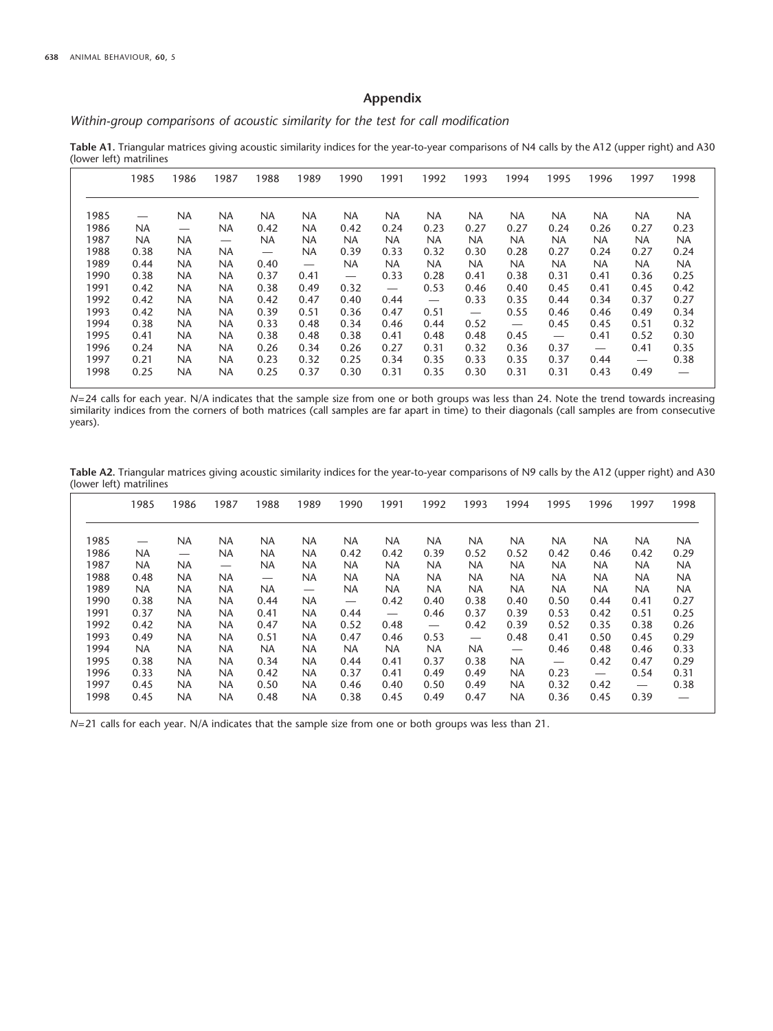## Appendix

### *Within-group comparisons of acoustic similarity for the test for call modification*

**Table A1.** Triangular matrices giving acoustic similarity indices for the year-to-year comparisons of N4 calls by the A12 (upper right) and A30 (lower left) matrilines

| | 1985 | 1986 | 1987 | 1988 | 1989 | 1990 | 1991 | 1992 | 1993 | 1994 | 1995 | 1996 | 1997 | 1998 |
|---|---|---|---|---|---|---|---|---|---|---|---|---|---|---|
| 1985 | — | NA | NA | NA | NA | NA | NA | NA | NA | NA | NA | NA | NA | NA |
| 1986 | NA | — | NA | 0.42 | NA | 0.42 | 0.24 | 0.23 | 0.27 | 0.27 | 0.24 | 0.26 | 0.27 | 0.23 |
| 1987 | NA | NA | — | NA | NA | NA | NA | NA | NA | NA | NA | NA | NA | NA |
| 1988 | 0.38 | NA | NA | — | NA | 0.39 | 0.33 | 0.32 | 0.30 | 0.28 | 0.27 | 0.24 | 0.27 | 0.24 |
| 1989 | 0.44 | NA | NA | 0.40 | — | NA | NA | NA | NA | NA | NA | NA | NA | NA |
| 1990 | 0.38 | NA | NA | 0.37 | 0.41 | — | 0.33 | 0.28 | 0.41 | 0.38 | 0.31 | 0.41 | 0.36 | 0.25 |
| 1991 | 0.42 | NA | NA | 0.38 | 0.49 | 0.32 | — | 0.53 | 0.46 | 0.40 | 0.45 | 0.41 | 0.45 | 0.42 |
| 1992 | 0.42 | NA | NA | 0.42 | 0.47 | 0.40 | 0.44 | — | 0.33 | 0.35 | 0.44 | 0.34 | 0.37 | 0.27 |
| 1993 | 0.42 | NA | NA | 0.39 | 0.51 | 0.36 | 0.47 | 0.51 | — | 0.55 | 0.46 | 0.46 | 0.49 | 0.34 |
| 1994 | 0.38 | NA | NA | 0.33 | 0.48 | 0.34 | 0.46 | 0.44 | 0.52 | — | 0.45 | 0.45 | 0.51 | 0.32 |
| 1995 | 0.41 | NA | NA | 0.38 | 0.48 | 0.38 | 0.41 | 0.48 | 0.48 | 0.45 | — | 0.41 | 0.52 | 0.30 |
| 1996 | 0.24 | NA | NA | 0.26 | 0.34 | 0.26 | 0.27 | 0.31 | 0.32 | 0.36 | 0.37 | — | 0.41 | 0.35 |
| 1997 | 0.21 | NA | NA | 0.23 | 0.32 | 0.25 | 0.34 | 0.35 | 0.33 | 0.35 | 0.37 | 0.44 | — | 0.38 |
| 1998 | 0.25 | NA | NA | 0.25 | 0.37 | 0.30 | 0.31 | 0.35 | 0.30 | 0.31 | 0.31 | 0.43 | 0.49 | — |

$N$=24 calls for each year. N/A indicates that the sample size from one or both groups was less than 24. Note the trend towards increasing similarity indices from the corners of both matrices (call samples are far apart in time) to their diagonals (call samples are from consecutive years).

**Table A2.** Triangular matrices giving acoustic similarity indices for the year-to-year comparisons of N9 calls by the A12 (upper right) and A30 (lower left) matrilines

| | 1985 | 1986 | 1987 | 1988 | 1989 | 1990 | 1991 | 1992 | 1993 | 1994 | 1995 | 1996 | 1997 | 1998 |
|---|---|---|---|---|---|---|---|---|---|---|---|---|---|---|
| 1985 | — | NA | NA | NA | NA | NA | NA | NA | NA | NA | NA | NA | NA | NA |
| 1986 | NA | — | NA | NA | NA | 0.42 | 0.42 | 0.39 | 0.52 | 0.52 | 0.42 | 0.46 | 0.42 | 0.29 |
| 1987 | NA | NA | — | NA | NA | NA | NA | NA | NA | NA | NA | NA | NA | NA |
| 1988 | 0.48 | NA | NA | — | NA | NA | NA | NA | NA | NA | NA | NA | NA | NA |
| 1989 | NA | NA | NA | NA | — | NA | NA | NA | NA | NA | NA | NA | NA | NA |
| 1990 | 0.38 | NA | NA | 0.44 | NA | — | 0.42 | 0.40 | 0.38 | 0.40 | 0.50 | 0.44 | 0.41 | 0.27 |
| 1991 | 0.37 | NA | NA | 0.41 | NA | 0.44 | — | 0.46 | 0.37 | 0.39 | 0.53 | 0.42 | 0.51 | 0.25 |
| 1992 | 0.42 | NA | NA | 0.47 | NA | 0.52 | 0.48 | — | 0.42 | 0.39 | 0.52 | 0.35 | 0.38 | 0.26 |
| 1993 | 0.49 | NA | NA | 0.51 | NA | 0.47 | 0.46 | 0.53 | — | 0.48 | 0.41 | 0.50 | 0.45 | 0.29 |
| 1994 | NA | NA | NA | NA | NA | NA | NA | NA | NA | — | 0.46 | 0.48 | 0.46 | 0.33 |
| 1995 | 0.38 | NA | NA | 0.34 | NA | 0.44 | 0.41 | 0.37 | 0.38 | NA | — | 0.42 | 0.47 | 0.29 |
| 1996 | 0.33 | NA | NA | 0.42 | NA | 0.37 | 0.41 | 0.49 | 0.49 | NA | 0.23 | — | 0.54 | 0.31 |
| 1997 | 0.45 | NA | NA | 0.50 | NA | 0.46 | 0.40 | 0.50 | 0.49 | NA | 0.32 | 0.42 | — | 0.38 |
| 1998 | 0.45 | NA | NA | 0.48 | NA | 0.38 | 0.45 | 0.49 | 0.47 | NA | 0.36 | 0.45 | 0.39 | — |

$N$=21 calls for each year. N/A indicates that the sample size from one or both groups was less than 21.